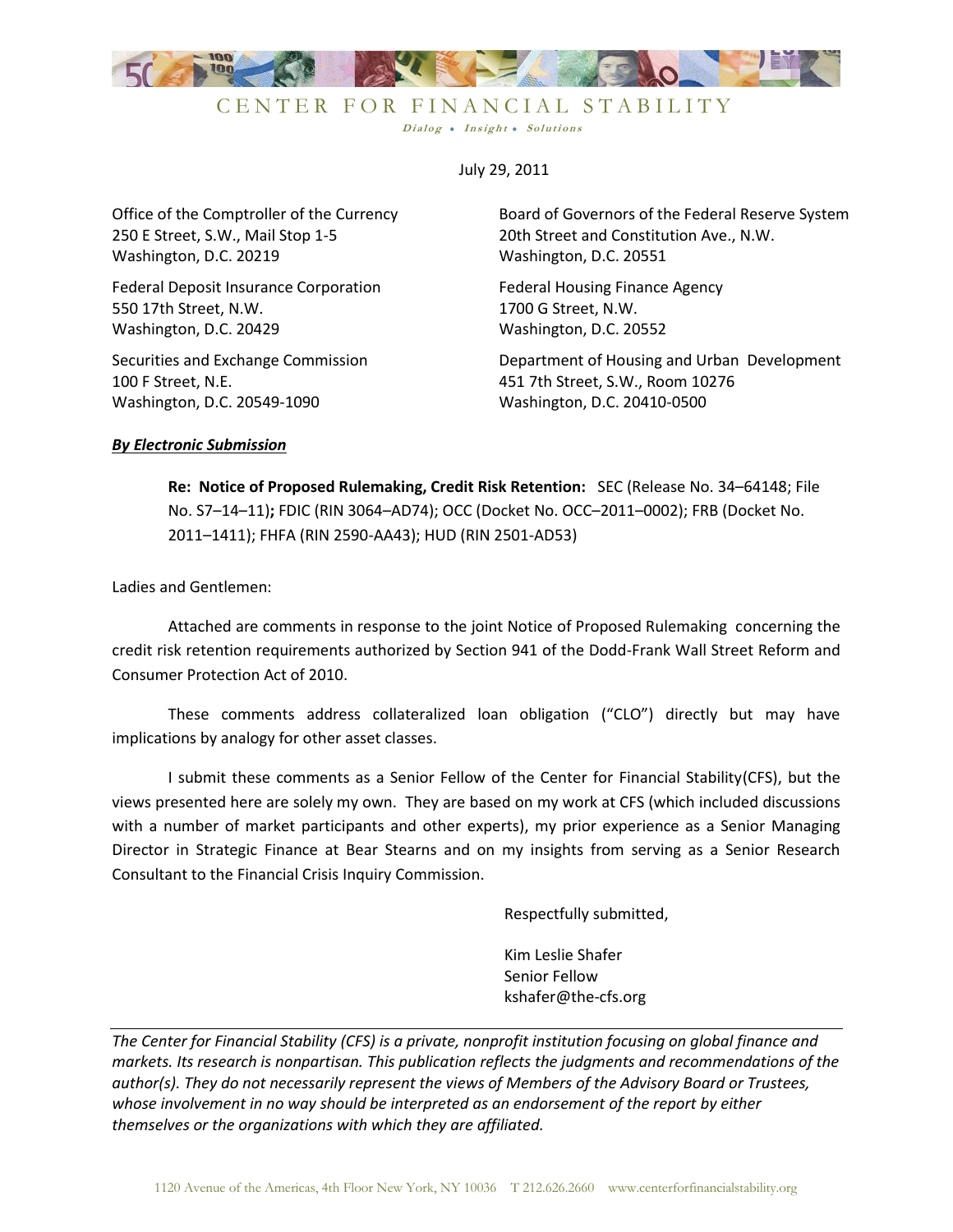# CENTER FOR FINANCIAL STABILITY

*Dialog • Insight • Solutions*

July 29, 2011

Office of the Comptroller of the Currency
250 E Street, S.W., Mail Stop 1-5
Washington, D.C. 20219

Board of Governors of the Federal Reserve System
20th Street and Constitution Ave., N.W.
Washington, D.C. 20551

Federal Deposit Insurance Corporation
550 17th Street, N.W.
Washington, D.C. 20429

Federal Housing Finance Agency
1700 G Street, N.W.
Washington, D.C. 20552

Securities and Exchange Commission
100 F Street, N.E.
Washington, D.C. 20549-1090

Department of Housing and Urban Development
451 7th Street, S.W., Room 10276
Washington, D.C. 20410-0500

***By Electronic Submission***

**Re: Notice of Proposed Rulemaking, Credit Risk Retention:** SEC (Release No. 34–64148; File No. S7–14–11)**;** FDIC (RIN 3064–AD74); OCC (Docket No. OCC–2011–0002); FRB (Docket No. 2011–1411); FHFA (RIN 2590-AA43); HUD (RIN 2501-AD53)

Ladies and Gentlemen:

Attached are comments in response to the joint Notice of Proposed Rulemaking concerning the credit risk retention requirements authorized by Section 941 of the Dodd-Frank Wall Street Reform and Consumer Protection Act of 2010.

These comments address collateralized loan obligation ("CLO") directly but may have implications by analogy for other asset classes.

I submit these comments as a Senior Fellow of the Center for Financial Stability(CFS), but the views presented here are solely my own. They are based on my work at CFS (which included discussions with a number of market participants and other experts), my prior experience as a Senior Managing Director in Strategic Finance at Bear Stearns and on my insights from serving as a Senior Research Consultant to the Financial Crisis Inquiry Commission.

Respectfully submitted,

Kim Leslie Shafer
Senior Fellow
kshafer@the-cfs.org

---

*The Center for Financial Stability (CFS) is a private, nonprofit institution focusing on global finance and markets. Its research is nonpartisan. This publication reflects the judgments and recommendations of the author(s). They do not necessarily represent the views of Members of the Advisory Board or Trustees, whose involvement in no way should be interpreted as an endorsement of the report by either themselves or the organizations with which they are affiliated.*

1120 Avenue of the Americas, 4th Floor New York, NY 10036 T 212.626.2660 www.centerforfinancialstability.org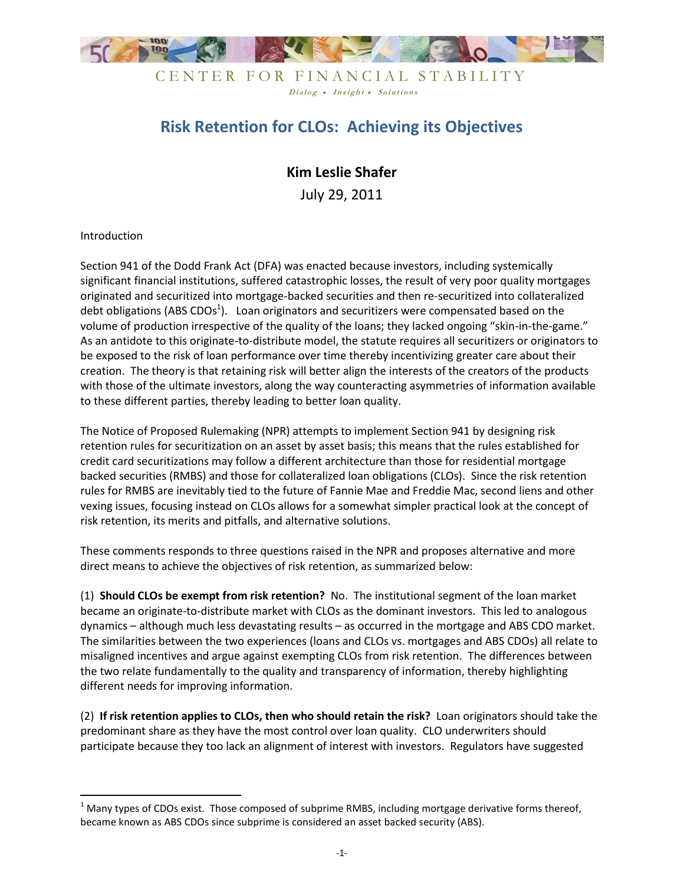CENTER FOR FINANCIAL STABILITY

*Dialog • Insight • Solutions*

# Risk Retention for CLOs: Achieving its Objectives

**Kim Leslie Shafer**

July 29, 2011

Introduction

Section 941 of the Dodd Frank Act (DFA) was enacted because investors, including systemically significant financial institutions, suffered catastrophic losses, the result of very poor quality mortgages originated and securitized into mortgage-backed securities and then re-securitized into collateralized debt obligations (ABS CDOs[1]). Loan originators and securitizers were compensated based on the volume of production irrespective of the quality of the loans; they lacked ongoing "skin-in-the-game." As an antidote to this originate-to-distribute model, the statute requires all securitizers or originators to be exposed to the risk of loan performance over time thereby incentivizing greater care about their creation. The theory is that retaining risk will better align the interests of the creators of the products with those of the ultimate investors, along the way counteracting asymmetries of information available to these different parties, thereby leading to better loan quality.

The Notice of Proposed Rulemaking (NPR) attempts to implement Section 941 by designing risk retention rules for securitization on an asset by asset basis; this means that the rules established for credit card securitizations may follow a different architecture than those for residential mortgage backed securities (RMBS) and those for collateralized loan obligations (CLOs). Since the risk retention rules for RMBS are inevitably tied to the future of Fannie Mae and Freddie Mac, second liens and other vexing issues, focusing instead on CLOs allows for a somewhat simpler practical look at the concept of risk retention, its merits and pitfalls, and alternative solutions.

These comments responds to three questions raised in the NPR and proposes alternative and more direct means to achieve the objectives of risk retention, as summarized below:

(1) **Should CLOs be exempt from risk retention?** No. The institutional segment of the loan market became an originate-to-distribute market with CLOs as the dominant investors. This led to analogous dynamics – although much less devastating results – as occurred in the mortgage and ABS CDO market. The similarities between the two experiences (loans and CLOs vs. mortgages and ABS CDOs) all relate to misaligned incentives and argue against exempting CLOs from risk retention. The differences between the two relate fundamentally to the quality and transparency of information, thereby highlighting different needs for improving information.

(2) **If risk retention applies to CLOs, then who should retain the risk?** Loan originators should take the predominant share as they have the most control over loan quality. CLO underwriters should participate because they too lack an alignment of interest with investors. Regulators have suggested

[1] Many types of CDOs exist. Those composed of subprime RMBS, including mortgage derivative forms thereof, became known as ABS CDOs since subprime is considered an asset backed security (ABS).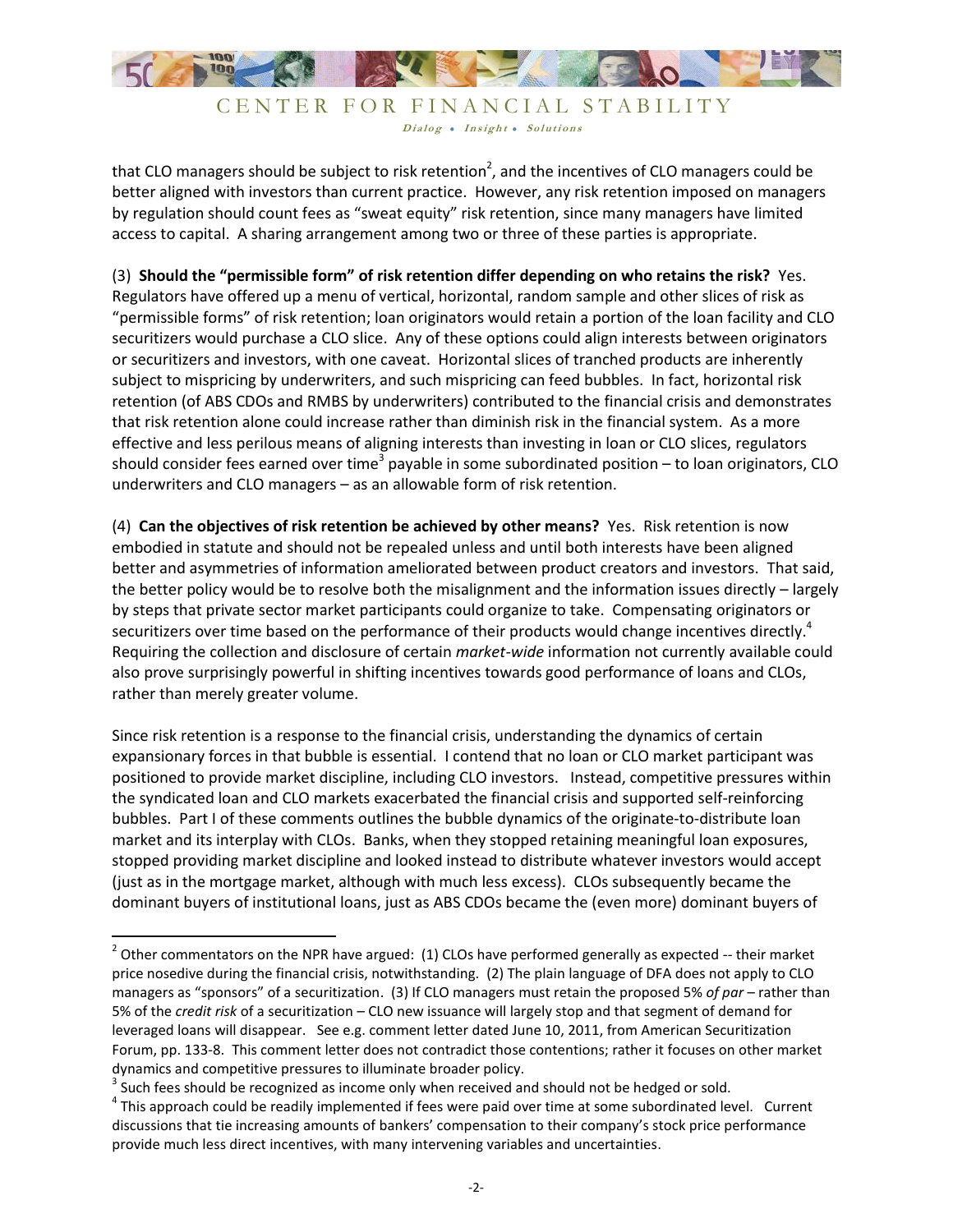that CLO managers should be subject to risk retention[2], and the incentives of CLO managers could be better aligned with investors than current practice. However, any risk retention imposed on managers by regulation should count fees as "sweat equity" risk retention, since many managers have limited access to capital. A sharing arrangement among two or three of these parties is appropriate.

(3) **Should the "permissible form" of risk retention differ depending on who retains the risk?** Yes. Regulators have offered up a menu of vertical, horizontal, random sample and other slices of risk as "permissible forms" of risk retention; loan originators would retain a portion of the loan facility and CLO securitizers would purchase a CLO slice. Any of these options could align interests between originators or securitizers and investors, with one caveat. Horizontal slices of tranched products are inherently subject to mispricing by underwriters, and such mispricing can feed bubbles. In fact, horizontal risk retention (of ABS CDOs and RMBS by underwriters) contributed to the financial crisis and demonstrates that risk retention alone could increase rather than diminish risk in the financial system. As a more effective and less perilous means of aligning interests than investing in loan or CLO slices, regulators should consider fees earned over time[3] payable in some subordinated position – to loan originators, CLO underwriters and CLO managers – as an allowable form of risk retention.

(4) **Can the objectives of risk retention be achieved by other means?** Yes. Risk retention is now embodied in statute and should not be repealed unless and until both interests have been aligned better and asymmetries of information ameliorated between product creators and investors. That said, the better policy would be to resolve both the misalignment and the information issues directly – largely by steps that private sector market participants could organize to take. Compensating originators or securitizers over time based on the performance of their products would change incentives directly.[4] Requiring the collection and disclosure of certain *market-wide* information not currently available could also prove surprisingly powerful in shifting incentives towards good performance of loans and CLOs, rather than merely greater volume.

Since risk retention is a response to the financial crisis, understanding the dynamics of certain expansionary forces in that bubble is essential. I contend that no loan or CLO market participant was positioned to provide market discipline, including CLO investors. Instead, competitive pressures within the syndicated loan and CLO markets exacerbated the financial crisis and supported self-reinforcing bubbles. Part I of these comments outlines the bubble dynamics of the originate-to-distribute loan market and its interplay with CLOs. Banks, when they stopped retaining meaningful loan exposures, stopped providing market discipline and looked instead to distribute whatever investors would accept (just as in the mortgage market, although with much less excess). CLOs subsequently became the dominant buyers of institutional loans, just as ABS CDOs became the (even more) dominant buyers of

---

[2] Other commentators on the NPR have argued: (1) CLOs have performed generally as expected -- their market price nosedive during the financial crisis, notwithstanding. (2) The plain language of DFA does not apply to CLO managers as "sponsors" of a securitization. (3) If CLO managers must retain the proposed 5% *of par* – rather than 5% of the *credit risk* of a securitization – CLO new issuance will largely stop and that segment of demand for leveraged loans will disappear. See e.g. comment letter dated June 10, 2011, from American Securitization Forum, pp. 133-8. This comment letter does not contradict those contentions; rather it focuses on other market dynamics and competitive pressures to illuminate broader policy.

[3] Such fees should be recognized as income only when received and should not be hedged or sold.

[4] This approach could be readily implemented if fees were paid over time at some subordinated level. Current discussions that tie increasing amounts of bankers' compensation to their company's stock price performance provide much less direct incentives, with many intervening variables and uncertainties.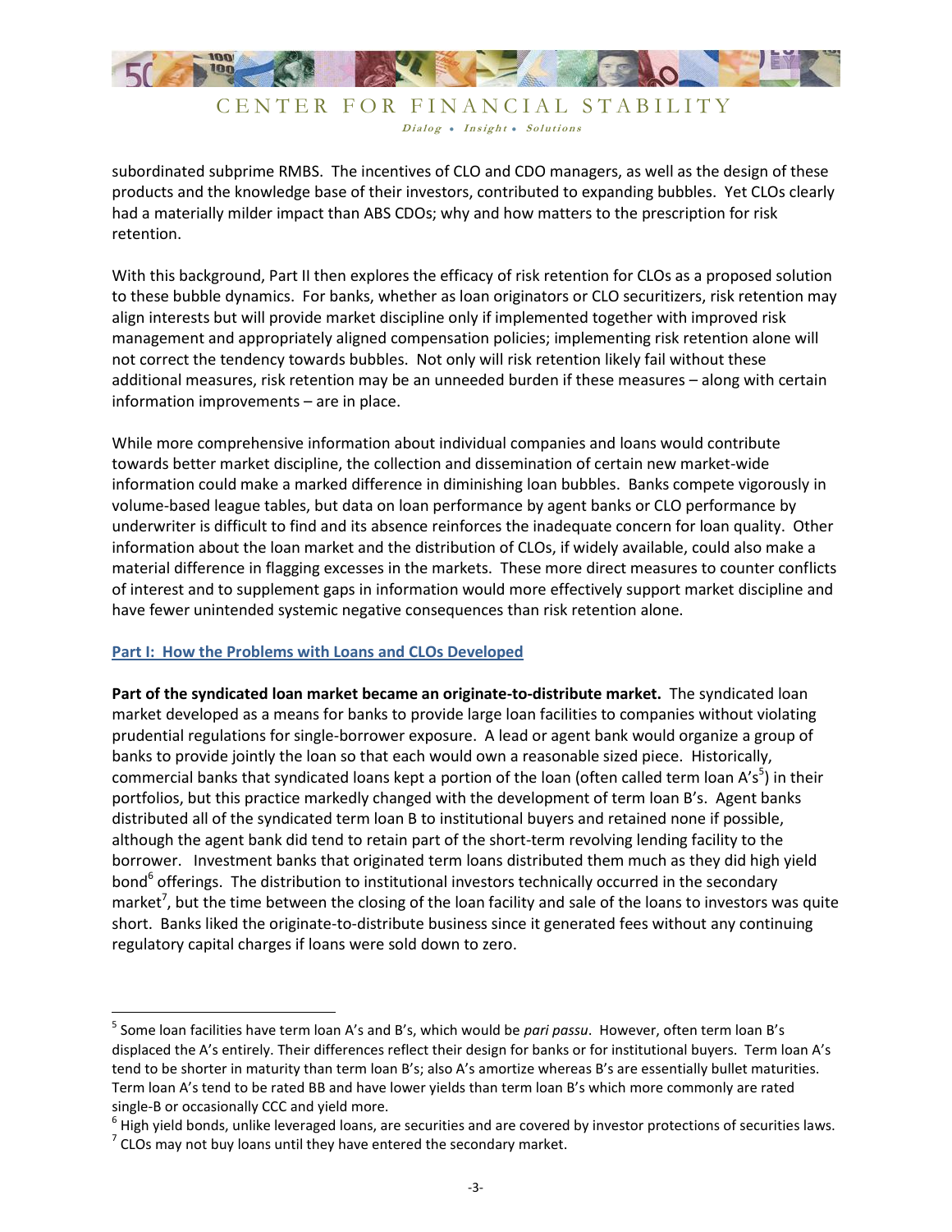subordinated subprime RMBS. The incentives of CLO and CDO managers, as well as the design of these products and the knowledge base of their investors, contributed to expanding bubbles. Yet CLOs clearly had a materially milder impact than ABS CDOs; why and how matters to the prescription for risk retention.

With this background, Part II then explores the efficacy of risk retention for CLOs as a proposed solution to these bubble dynamics. For banks, whether as loan originators or CLO securitizers, risk retention may align interests but will provide market discipline only if implemented together with improved risk management and appropriately aligned compensation policies; implementing risk retention alone will not correct the tendency towards bubbles. Not only will risk retention likely fail without these additional measures, risk retention may be an unneeded burden if these measures – along with certain information improvements – are in place.

While more comprehensive information about individual companies and loans would contribute towards better market discipline, the collection and dissemination of certain new market-wide information could make a marked difference in diminishing loan bubbles. Banks compete vigorously in volume-based league tables, but data on loan performance by agent banks or CLO performance by underwriter is difficult to find and its absence reinforces the inadequate concern for loan quality. Other information about the loan market and the distribution of CLOs, if widely available, could also make a material difference in flagging excesses in the markets. These more direct measures to counter conflicts of interest and to supplement gaps in information would more effectively support market discipline and have fewer unintended systemic negative consequences than risk retention alone.

## Part I: How the Problems with Loans and CLOs Developed

**Part of the syndicated loan market became an originate-to-distribute market.** The syndicated loan market developed as a means for banks to provide large loan facilities to companies without violating prudential regulations for single-borrower exposure. A lead or agent bank would organize a group of banks to provide jointly the loan so that each would own a reasonable sized piece. Historically, commercial banks that syndicated loans kept a portion of the loan (often called term loan A's[5]) in their portfolios, but this practice markedly changed with the development of term loan B's. Agent banks distributed all of the syndicated term loan B to institutional buyers and retained none if possible, although the agent bank did tend to retain part of the short-term revolving lending facility to the borrower. Investment banks that originated term loans distributed them much as they did high yield bond[6] offerings. The distribution to institutional investors technically occurred in the secondary market[7], but the time between the closing of the loan facility and sale of the loans to investors was quite short. Banks liked the originate-to-distribute business since it generated fees without any continuing regulatory capital charges if loans were sold down to zero.

---

[5] Some loan facilities have term loan A's and B's, which would be *pari passu*. However, often term loan B's displaced the A's entirely. Their differences reflect their design for banks or for institutional buyers. Term loan A's tend to be shorter in maturity than term loan B's; also A's amortize whereas B's are essentially bullet maturities. Term loan A's tend to be rated BB and have lower yields than term loan B's which more commonly are rated single-B or occasionally CCC and yield more.

[6] High yield bonds, unlike leveraged loans, are securities and are covered by investor protections of securities laws.

[7] CLOs may not buy loans until they have entered the secondary market.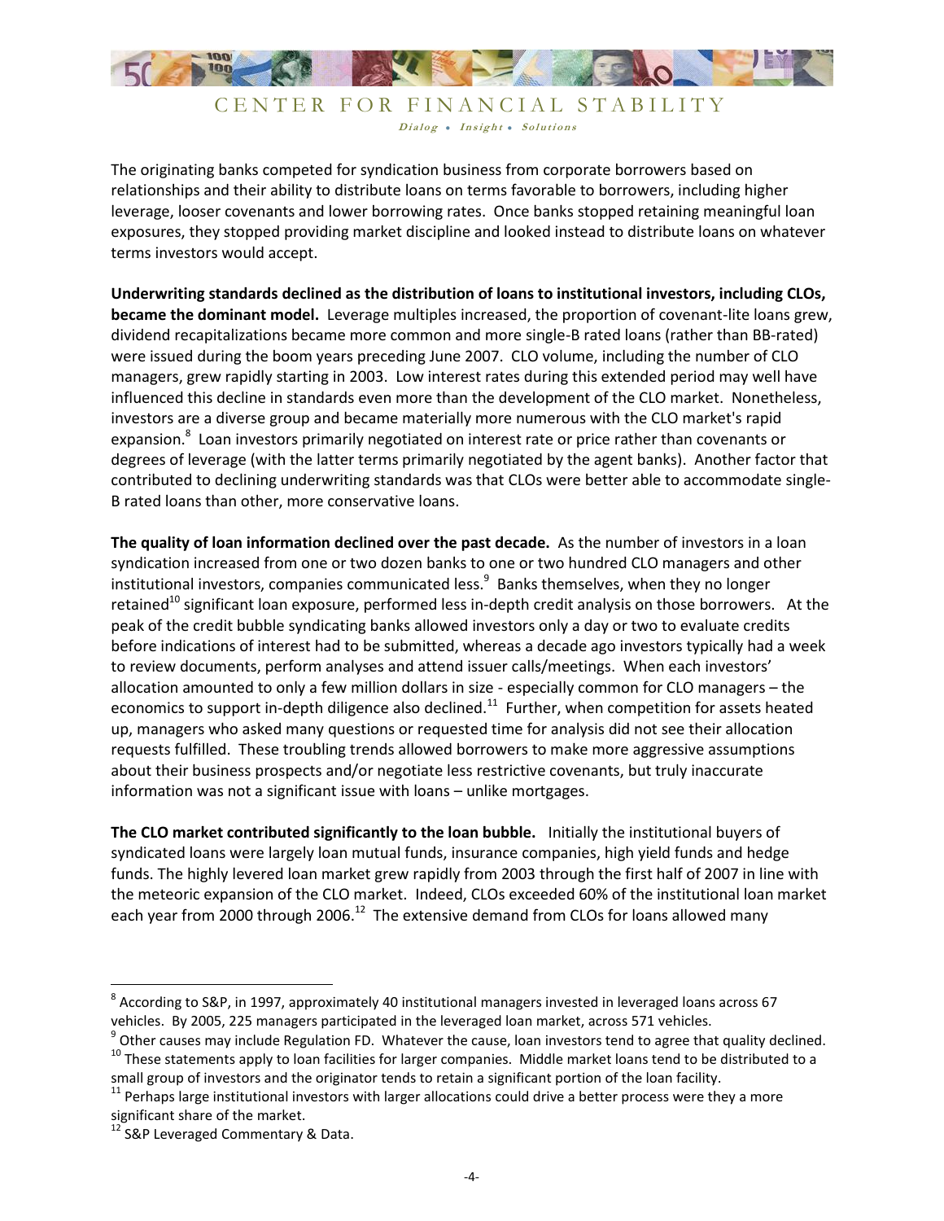The originating banks competed for syndication business from corporate borrowers based on relationships and their ability to distribute loans on terms favorable to borrowers, including higher leverage, looser covenants and lower borrowing rates. Once banks stopped retaining meaningful loan exposures, they stopped providing market discipline and looked instead to distribute loans on whatever terms investors would accept.

**Underwriting standards declined as the distribution of loans to institutional investors, including CLOs, became the dominant model.** Leverage multiples increased, the proportion of covenant-lite loans grew, dividend recapitalizations became more common and more single-B rated loans (rather than BB-rated) were issued during the boom years preceding June 2007. CLO volume, including the number of CLO managers, grew rapidly starting in 2003. Low interest rates during this extended period may well have influenced this decline in standards even more than the development of the CLO market. Nonetheless, investors are a diverse group and became materially more numerous with the CLO market's rapid expansion.[8] Loan investors primarily negotiated on interest rate or price rather than covenants or degrees of leverage (with the latter terms primarily negotiated by the agent banks). Another factor that contributed to declining underwriting standards was that CLOs were better able to accommodate single-B rated loans than other, more conservative loans.

**The quality of loan information declined over the past decade.** As the number of investors in a loan syndication increased from one or two dozen banks to one or two hundred CLO managers and other institutional investors, companies communicated less.[9] Banks themselves, when they no longer retained[10] significant loan exposure, performed less in-depth credit analysis on those borrowers. At the peak of the credit bubble syndicating banks allowed investors only a day or two to evaluate credits before indications of interest had to be submitted, whereas a decade ago investors typically had a week to review documents, perform analyses and attend issuer calls/meetings. When each investors' allocation amounted to only a few million dollars in size - especially common for CLO managers – the economics to support in-depth diligence also declined.[11] Further, when competition for assets heated up, managers who asked many questions or requested time for analysis did not see their allocation requests fulfilled. These troubling trends allowed borrowers to make more aggressive assumptions about their business prospects and/or negotiate less restrictive covenants, but truly inaccurate information was not a significant issue with loans – unlike mortgages.

**The CLO market contributed significantly to the loan bubble.** Initially the institutional buyers of syndicated loans were largely loan mutual funds, insurance companies, high yield funds and hedge funds. The highly levered loan market grew rapidly from 2003 through the first half of 2007 in line with the meteoric expansion of the CLO market. Indeed, CLOs exceeded 60% of the institutional loan market each year from 2000 through 2006.[12] The extensive demand from CLOs for loans allowed many

---

[8] According to S&P, in 1997, approximately 40 institutional managers invested in leveraged loans across 67 vehicles. By 2005, 225 managers participated in the leveraged loan market, across 571 vehicles.

[9] Other causes may include Regulation FD. Whatever the cause, loan investors tend to agree that quality declined.

[10] These statements apply to loan facilities for larger companies. Middle market loans tend to be distributed to a small group of investors and the originator tends to retain a significant portion of the loan facility.

[11] Perhaps large institutional investors with larger allocations could drive a better process were they a more significant share of the market.

[12] S&P Leveraged Commentary & Data.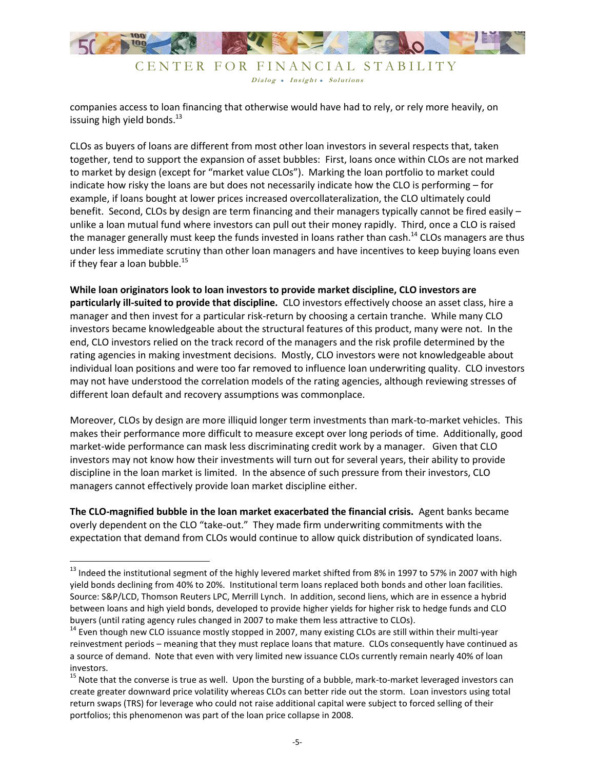companies access to loan financing that otherwise would have had to rely, or rely more heavily, on issuing high yield bonds.[13]

CLOs as buyers of loans are different from most other loan investors in several respects that, taken together, tend to support the expansion of asset bubbles: First, loans once within CLOs are not marked to market by design (except for "market value CLOs"). Marking the loan portfolio to market could indicate how risky the loans are but does not necessarily indicate how the CLO is performing – for example, if loans bought at lower prices increased overcollateralization, the CLO ultimately could benefit. Second, CLOs by design are term financing and their managers typically cannot be fired easily – unlike a loan mutual fund where investors can pull out their money rapidly. Third, once a CLO is raised the manager generally must keep the funds invested in loans rather than cash.[14] CLOs managers are thus under less immediate scrutiny than other loan managers and have incentives to keep buying loans even if they fear a loan bubble.[15]

**While loan originators look to loan investors to provide market discipline, CLO investors are particularly ill-suited to provide that discipline.** CLO investors effectively choose an asset class, hire a manager and then invest for a particular risk-return by choosing a certain tranche. While many CLO investors became knowledgeable about the structural features of this product, many were not. In the end, CLO investors relied on the track record of the managers and the risk profile determined by the rating agencies in making investment decisions. Mostly, CLO investors were not knowledgeable about individual loan positions and were too far removed to influence loan underwriting quality. CLO investors may not have understood the correlation models of the rating agencies, although reviewing stresses of different loan default and recovery assumptions was commonplace.

Moreover, CLOs by design are more illiquid longer term investments than mark-to-market vehicles. This makes their performance more difficult to measure except over long periods of time. Additionally, good market-wide performance can mask less discriminating credit work by a manager. Given that CLO investors may not know how their investments will turn out for several years, their ability to provide discipline in the loan market is limited. In the absence of such pressure from their investors, CLO managers cannot effectively provide loan market discipline either.

**The CLO-magnified bubble in the loan market exacerbated the financial crisis.** Agent banks became overly dependent on the CLO "take-out." They made firm underwriting commitments with the expectation that demand from CLOs would continue to allow quick distribution of syndicated loans.

---

[13] Indeed the institutional segment of the highly levered market shifted from 8% in 1997 to 57% in 2007 with high yield bonds declining from 40% to 20%. Institutional term loans replaced both bonds and other loan facilities. Source: S&P/LCD, Thomson Reuters LPC, Merrill Lynch. In addition, second liens, which are in essence a hybrid between loans and high yield bonds, developed to provide higher yields for higher risk to hedge funds and CLO buyers (until rating agency rules changed in 2007 to make them less attractive to CLOs).

[14] Even though new CLO issuance mostly stopped in 2007, many existing CLOs are still within their multi-year reinvestment periods – meaning that they must replace loans that mature. CLOs consequently have continued as a source of demand. Note that even with very limited new issuance CLOs currently remain nearly 40% of loan investors.

[15] Note that the converse is true as well. Upon the bursting of a bubble, mark-to-market leveraged investors can create greater downward price volatility whereas CLOs can better ride out the storm. Loan investors using total return swaps (TRS) for leverage who could not raise additional capital were subject to forced selling of their portfolios; this phenomenon was part of the loan price collapse in 2008.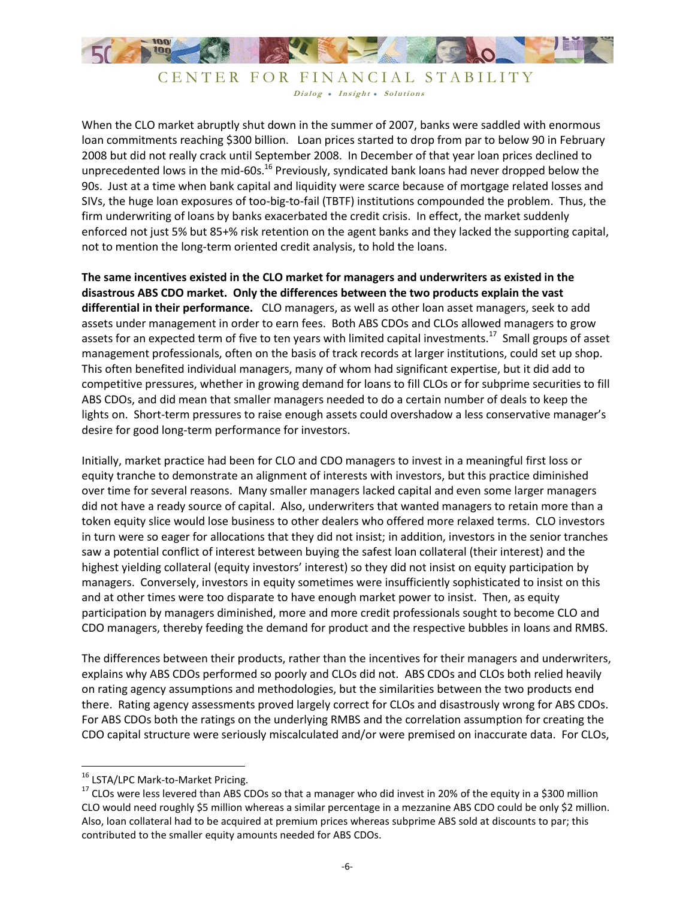When the CLO market abruptly shut down in the summer of 2007, banks were saddled with enormous loan commitments reaching $300 billion. Loan prices started to drop from par to below 90 in February 2008 but did not really crack until September 2008. In December of that year loan prices declined to unprecedented lows in the mid-60s.[16] Previously, syndicated bank loans had never dropped below the 90s. Just at a time when bank capital and liquidity were scarce because of mortgage related losses and SIVs, the huge loan exposures of too-big-to-fail (TBTF) institutions compounded the problem. Thus, the firm underwriting of loans by banks exacerbated the credit crisis. In effect, the market suddenly enforced not just 5% but 85+% risk retention on the agent banks and they lacked the supporting capital, not to mention the long-term oriented credit analysis, to hold the loans.

**The same incentives existed in the CLO market for managers and underwriters as existed in the disastrous ABS CDO market. Only the differences between the two products explain the vast differential in their performance.** CLO managers, as well as other loan asset managers, seek to add assets under management in order to earn fees. Both ABS CDOs and CLOs allowed managers to grow assets for an expected term of five to ten years with limited capital investments.[17] Small groups of asset management professionals, often on the basis of track records at larger institutions, could set up shop. This often benefited individual managers, many of whom had significant expertise, but it did add to competitive pressures, whether in growing demand for loans to fill CLOs or for subprime securities to fill ABS CDOs, and did mean that smaller managers needed to do a certain number of deals to keep the lights on. Short-term pressures to raise enough assets could overshadow a less conservative manager's desire for good long-term performance for investors.

Initially, market practice had been for CLO and CDO managers to invest in a meaningful first loss or equity tranche to demonstrate an alignment of interests with investors, but this practice diminished over time for several reasons. Many smaller managers lacked capital and even some larger managers did not have a ready source of capital. Also, underwriters that wanted managers to retain more than a token equity slice would lose business to other dealers who offered more relaxed terms. CLO investors in turn were so eager for allocations that they did not insist; in addition, investors in the senior tranches saw a potential conflict of interest between buying the safest loan collateral (their interest) and the highest yielding collateral (equity investors' interest) so they did not insist on equity participation by managers. Conversely, investors in equity sometimes were insufficiently sophisticated to insist on this and at other times were too disparate to have enough market power to insist. Then, as equity participation by managers diminished, more and more credit professionals sought to become CLO and CDO managers, thereby feeding the demand for product and the respective bubbles in loans and RMBS.

The differences between their products, rather than the incentives for their managers and underwriters, explains why ABS CDOs performed so poorly and CLOs did not. ABS CDOs and CLOs both relied heavily on rating agency assumptions and methodologies, but the similarities between the two products end there. Rating agency assessments proved largely correct for CLOs and disastrously wrong for ABS CDOs. For ABS CDOs both the ratings on the underlying RMBS and the correlation assumption for creating the CDO capital structure were seriously miscalculated and/or were premised on inaccurate data. For CLOs,

---

[16] LSTA/LPC Mark-to-Market Pricing.

[17] CLOs were less levered than ABS CDOs so that a manager who did invest in 20% of the equity in a $300 million CLO would need roughly $5 million whereas a similar percentage in a mezzanine ABS CDO could be only $2 million. Also, loan collateral had to be acquired at premium prices whereas subprime ABS sold at discounts to par; this contributed to the smaller equity amounts needed for ABS CDOs.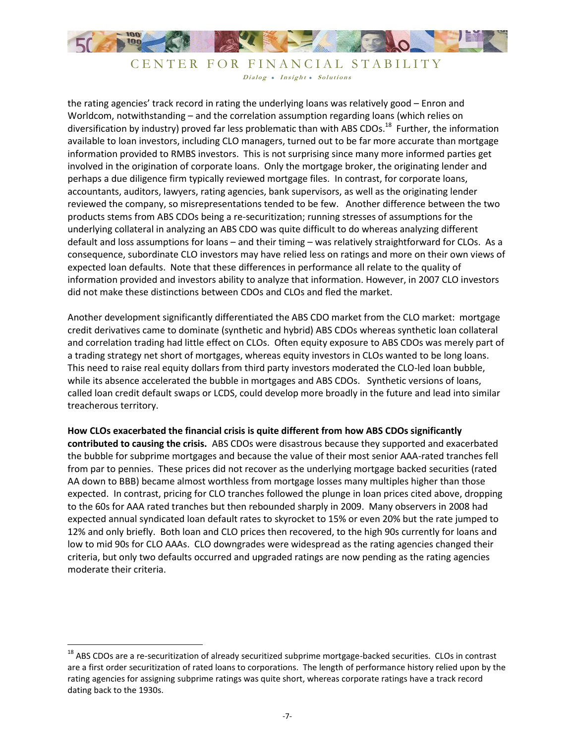the rating agencies' track record in rating the underlying loans was relatively good – Enron and Worldcom, notwithstanding – and the correlation assumption regarding loans (which relies on diversification by industry) proved far less problematic than with ABS CDOs.[18] Further, the information available to loan investors, including CLO managers, turned out to be far more accurate than mortgage information provided to RMBS investors. This is not surprising since many more informed parties get involved in the origination of corporate loans. Only the mortgage broker, the originating lender and perhaps a due diligence firm typically reviewed mortgage files. In contrast, for corporate loans, accountants, auditors, lawyers, rating agencies, bank supervisors, as well as the originating lender reviewed the company, so misrepresentations tended to be few. Another difference between the two products stems from ABS CDOs being a re-securitization; running stresses of assumptions for the underlying collateral in analyzing an ABS CDO was quite difficult to do whereas analyzing different default and loss assumptions for loans – and their timing – was relatively straightforward for CLOs. As a consequence, subordinate CLO investors may have relied less on ratings and more on their own views of expected loan defaults. Note that these differences in performance all relate to the quality of information provided and investors ability to analyze that information. However, in 2007 CLO investors did not make these distinctions between CDOs and CLOs and fled the market.

Another development significantly differentiated the ABS CDO market from the CLO market: mortgage credit derivatives came to dominate (synthetic and hybrid) ABS CDOs whereas synthetic loan collateral and correlation trading had little effect on CLOs. Often equity exposure to ABS CDOs was merely part of a trading strategy net short of mortgages, whereas equity investors in CLOs wanted to be long loans. This need to raise real equity dollars from third party investors moderated the CLO-led loan bubble, while its absence accelerated the bubble in mortgages and ABS CDOs. Synthetic versions of loans, called loan credit default swaps or LCDS, could develop more broadly in the future and lead into similar treacherous territory.

**How CLOs exacerbated the financial crisis is quite different from how ABS CDOs significantly contributed to causing the crisis.** ABS CDOs were disastrous because they supported and exacerbated the bubble for subprime mortgages and because the value of their most senior AAA-rated tranches fell from par to pennies. These prices did not recover as the underlying mortgage backed securities (rated AA down to BBB) became almost worthless from mortgage losses many multiples higher than those expected. In contrast, pricing for CLO tranches followed the plunge in loan prices cited above, dropping to the 60s for AAA rated tranches but then rebounded sharply in 2009. Many observers in 2008 had expected annual syndicated loan default rates to skyrocket to 15% or even 20% but the rate jumped to 12% and only briefly. Both loan and CLO prices then recovered, to the high 90s currently for loans and low to mid 90s for CLO AAAs. CLO downgrades were widespread as the rating agencies changed their criteria, but only two defaults occurred and upgraded ratings are now pending as the rating agencies moderate their criteria.

---

[18] ABS CDOs are a re-securitization of already securitized subprime mortgage-backed securities. CLOs in contrast are a first order securitization of rated loans to corporations. The length of performance history relied upon by the rating agencies for assigning subprime ratings was quite short, whereas corporate ratings have a track record dating back to the 1930s.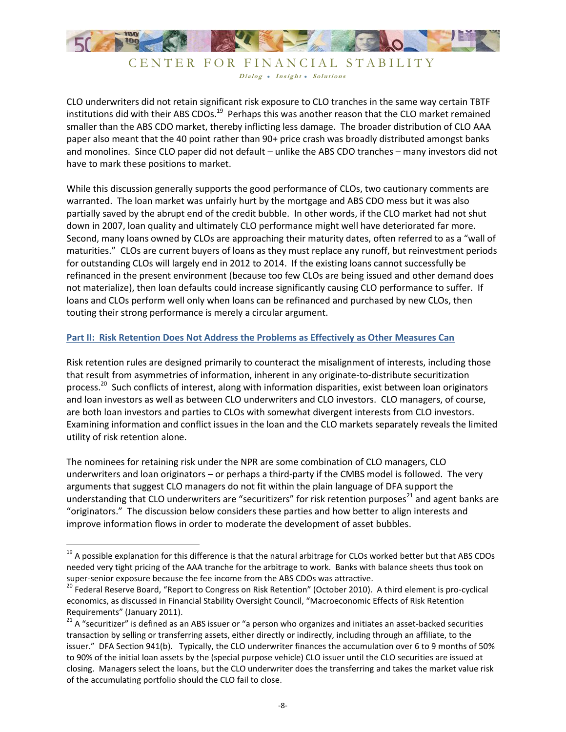CLO underwriters did not retain significant risk exposure to CLO tranches in the same way certain TBTF institutions did with their ABS CDOs.[19] Perhaps this was another reason that the CLO market remained smaller than the ABS CDO market, thereby inflicting less damage. The broader distribution of CLO AAA paper also meant that the 40 point rather than 90+ price crash was broadly distributed amongst banks and monolines. Since CLO paper did not default – unlike the ABS CDO tranches – many investors did not have to mark these positions to market.

While this discussion generally supports the good performance of CLOs, two cautionary comments are warranted. The loan market was unfairly hurt by the mortgage and ABS CDO mess but it was also partially saved by the abrupt end of the credit bubble. In other words, if the CLO market had not shut down in 2007, loan quality and ultimately CLO performance might well have deteriorated far more. Second, many loans owned by CLOs are approaching their maturity dates, often referred to as a "wall of maturities." CLOs are current buyers of loans as they must replace any runoff, but reinvestment periods for outstanding CLOs will largely end in 2012 to 2014. If the existing loans cannot successfully be refinanced in the present environment (because too few CLOs are being issued and other demand does not materialize), then loan defaults could increase significantly causing CLO performance to suffer. If loans and CLOs perform well only when loans can be refinanced and purchased by new CLOs, then touting their strong performance is merely a circular argument.

## Part II: Risk Retention Does Not Address the Problems as Effectively as Other Measures Can

Risk retention rules are designed primarily to counteract the misalignment of interests, including those that result from asymmetries of information, inherent in any originate-to-distribute securitization process.[20] Such conflicts of interest, along with information disparities, exist between loan originators and loan investors as well as between CLO underwriters and CLO investors. CLO managers, of course, are both loan investors and parties to CLOs with somewhat divergent interests from CLO investors. Examining information and conflict issues in the loan and the CLO markets separately reveals the limited utility of risk retention alone.

The nominees for retaining risk under the NPR are some combination of CLO managers, CLO underwriters and loan originators – or perhaps a third-party if the CMBS model is followed. The very arguments that suggest CLO managers do not fit within the plain language of DFA support the understanding that CLO underwriters are "securitizers" for risk retention purposes[21] and agent banks are "originators." The discussion below considers these parties and how better to align interests and improve information flows in order to moderate the development of asset bubbles.

---

[19] A possible explanation for this difference is that the natural arbitrage for CLOs worked better but that ABS CDOs needed very tight pricing of the AAA tranche for the arbitrage to work. Banks with balance sheets thus took on super-senior exposure because the fee income from the ABS CDOs was attractive.

[20] Federal Reserve Board, "Report to Congress on Risk Retention" (October 2010). A third element is pro-cyclical economics, as discussed in Financial Stability Oversight Council, "Macroeconomic Effects of Risk Retention Requirements" (January 2011).

[21] A "securitizer" is defined as an ABS issuer or "a person who organizes and initiates an asset-backed securities transaction by selling or transferring assets, either directly or indirectly, including through an affiliate, to the issuer." DFA Section 941(b). Typically, the CLO underwriter finances the accumulation over 6 to 9 months of 50% to 90% of the initial loan assets by the (special purpose vehicle) CLO issuer until the CLO securities are issued at closing. Managers select the loans, but the CLO underwriter does the transferring and takes the market value risk of the accumulating portfolio should the CLO fail to close.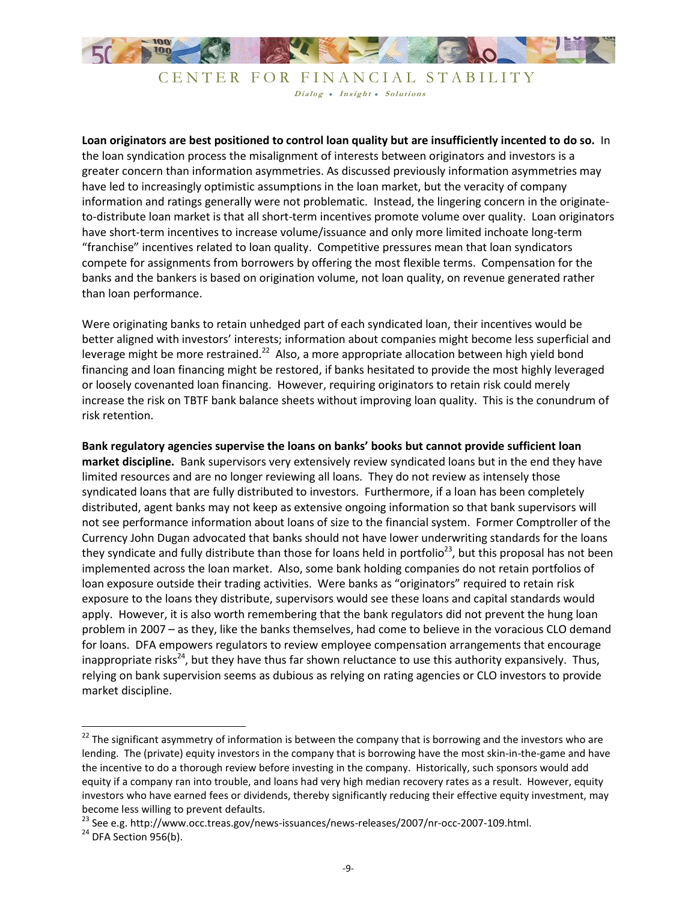**Loan originators are best positioned to control loan quality but are insufficiently incented to do so.** In the loan syndication process the misalignment of interests between originators and investors is a greater concern than information asymmetries. As discussed previously information asymmetries may have led to increasingly optimistic assumptions in the loan market, but the veracity of company information and ratings generally were not problematic. Instead, the lingering concern in the originate-to-distribute loan market is that all short-term incentives promote volume over quality. Loan originators have short-term incentives to increase volume/issuance and only more limited inchoate long-term "franchise" incentives related to loan quality. Competitive pressures mean that loan syndicators compete for assignments from borrowers by offering the most flexible terms. Compensation for the banks and the bankers is based on origination volume, not loan quality, on revenue generated rather than loan performance.

Were originating banks to retain unhedged part of each syndicated loan, their incentives would be better aligned with investors' interests; information about companies might become less superficial and leverage might be more restrained.[22] Also, a more appropriate allocation between high yield bond financing and loan financing might be restored, if banks hesitated to provide the most highly leveraged or loosely covenanted loan financing. However, requiring originators to retain risk could merely increase the risk on TBTF bank balance sheets without improving loan quality. This is the conundrum of risk retention.

**Bank regulatory agencies supervise the loans on banks' books but cannot provide sufficient loan market discipline.** Bank supervisors very extensively review syndicated loans but in the end they have limited resources and are no longer reviewing all loans. They do not review as intensely those syndicated loans that are fully distributed to investors. Furthermore, if a loan has been completely distributed, agent banks may not keep as extensive ongoing information so that bank supervisors will not see performance information about loans of size to the financial system. Former Comptroller of the Currency John Dugan advocated that banks should not have lower underwriting standards for the loans they syndicate and fully distribute than those for loans held in portfolio[23], but this proposal has not been implemented across the loan market. Also, some bank holding companies do not retain portfolios of loan exposure outside their trading activities. Were banks as "originators" required to retain risk exposure to the loans they distribute, supervisors would see these loans and capital standards would apply. However, it is also worth remembering that the bank regulators did not prevent the hung loan problem in 2007 – as they, like the banks themselves, had come to believe in the voracious CLO demand for loans. DFA empowers regulators to review employee compensation arrangements that encourage inappropriate risks[24], but they have thus far shown reluctance to use this authority expansively. Thus, relying on bank supervision seems as dubious as relying on rating agencies or CLO investors to provide market discipline.

---

[22] The significant asymmetry of information is between the company that is borrowing and the investors who are lending. The (private) equity investors in the company that is borrowing have the most skin-in-the-game and have the incentive to do a thorough review before investing in the company. Historically, such sponsors would add equity if a company ran into trouble, and loans had very high median recovery rates as a result. However, equity investors who have earned fees or dividends, thereby significantly reducing their effective equity investment, may become less willing to prevent defaults.

[23] See e.g. http://www.occ.treas.gov/news-issuances/news-releases/2007/nr-occ-2007-109.html.

[24] DFA Section 956(b).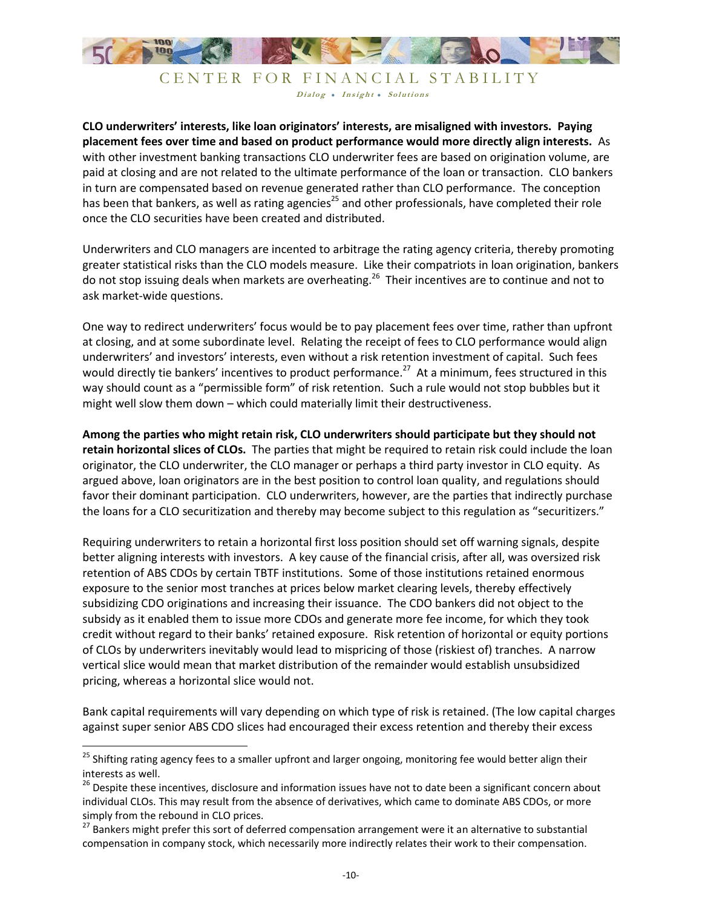**CLO underwriters' interests, like loan originators' interests, are misaligned with investors. Paying placement fees over time and based on product performance would more directly align interests.** As with other investment banking transactions CLO underwriter fees are based on origination volume, are paid at closing and are not related to the ultimate performance of the loan or transaction. CLO bankers in turn are compensated based on revenue generated rather than CLO performance. The conception has been that bankers, as well as rating agencies[25] and other professionals, have completed their role once the CLO securities have been created and distributed.

Underwriters and CLO managers are incented to arbitrage the rating agency criteria, thereby promoting greater statistical risks than the CLO models measure. Like their compatriots in loan origination, bankers do not stop issuing deals when markets are overheating.[26] Their incentives are to continue and not to ask market-wide questions.

One way to redirect underwriters' focus would be to pay placement fees over time, rather than upfront at closing, and at some subordinate level. Relating the receipt of fees to CLO performance would align underwriters' and investors' interests, even without a risk retention investment of capital. Such fees would directly tie bankers' incentives to product performance.[27] At a minimum, fees structured in this way should count as a "permissible form" of risk retention. Such a rule would not stop bubbles but it might well slow them down – which could materially limit their destructiveness.

**Among the parties who might retain risk, CLO underwriters should participate but they should not retain horizontal slices of CLOs.** The parties that might be required to retain risk could include the loan originator, the CLO underwriter, the CLO manager or perhaps a third party investor in CLO equity. As argued above, loan originators are in the best position to control loan quality, and regulations should favor their dominant participation. CLO underwriters, however, are the parties that indirectly purchase the loans for a CLO securitization and thereby may become subject to this regulation as "securitizers."

Requiring underwriters to retain a horizontal first loss position should set off warning signals, despite better aligning interests with investors. A key cause of the financial crisis, after all, was oversized risk retention of ABS CDOs by certain TBTF institutions. Some of those institutions retained enormous exposure to the senior most tranches at prices below market clearing levels, thereby effectively subsidizing CDO originations and increasing their issuance. The CDO bankers did not object to the subsidy as it enabled them to issue more CDOs and generate more fee income, for which they took credit without regard to their banks' retained exposure. Risk retention of horizontal or equity portions of CLOs by underwriters inevitably would lead to mispricing of those (riskiest of) tranches. A narrow vertical slice would mean that market distribution of the remainder would establish unsubsidized pricing, whereas a horizontal slice would not.

Bank capital requirements will vary depending on which type of risk is retained. (The low capital charges against super senior ABS CDO slices had encouraged their excess retention and thereby their excess

---

[25] Shifting rating agency fees to a smaller upfront and larger ongoing, monitoring fee would better align their interests as well.

[26] Despite these incentives, disclosure and information issues have not to date been a significant concern about individual CLOs. This may result from the absence of derivatives, which came to dominate ABS CDOs, or more simply from the rebound in CLO prices.

[27] Bankers might prefer this sort of deferred compensation arrangement were it an alternative to substantial compensation in company stock, which necessarily more indirectly relates their work to their compensation.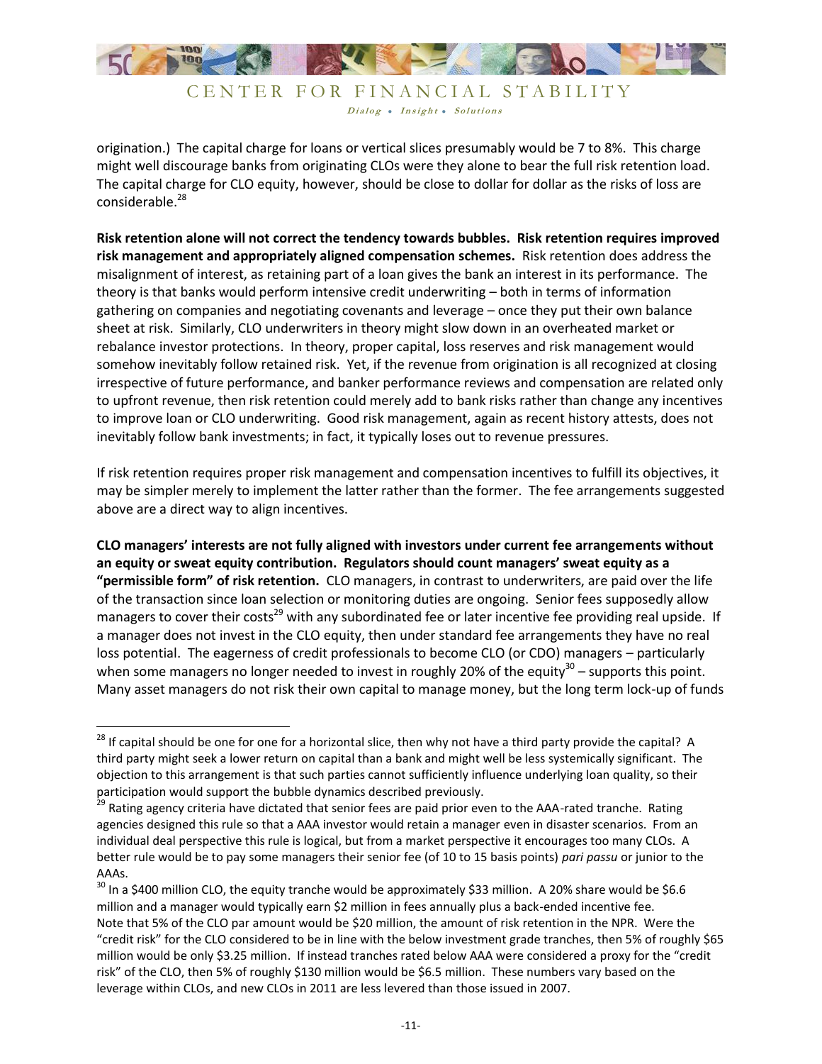origination.) The capital charge for loans or vertical slices presumably would be 7 to 8%. This charge might well discourage banks from originating CLOs were they alone to bear the full risk retention load. The capital charge for CLO equity, however, should be close to dollar for dollar as the risks of loss are considerable.[28]

**Risk retention alone will not correct the tendency towards bubbles. Risk retention requires improved risk management and appropriately aligned compensation schemes.** Risk retention does address the misalignment of interest, as retaining part of a loan gives the bank an interest in its performance. The theory is that banks would perform intensive credit underwriting – both in terms of information gathering on companies and negotiating covenants and leverage – once they put their own balance sheet at risk. Similarly, CLO underwriters in theory might slow down in an overheated market or rebalance investor protections. In theory, proper capital, loss reserves and risk management would somehow inevitably follow retained risk. Yet, if the revenue from origination is all recognized at closing irrespective of future performance, and banker performance reviews and compensation are related only to upfront revenue, then risk retention could merely add to bank risks rather than change any incentives to improve loan or CLO underwriting. Good risk management, again as recent history attests, does not inevitably follow bank investments; in fact, it typically loses out to revenue pressures.

If risk retention requires proper risk management and compensation incentives to fulfill its objectives, it may be simpler merely to implement the latter rather than the former. The fee arrangements suggested above are a direct way to align incentives.

**CLO managers' interests are not fully aligned with investors under current fee arrangements without an equity or sweat equity contribution. Regulators should count managers' sweat equity as a "permissible form" of risk retention.** CLO managers, in contrast to underwriters, are paid over the life of the transaction since loan selection or monitoring duties are ongoing. Senior fees supposedly allow managers to cover their costs[29] with any subordinated fee or later incentive fee providing real upside. If a manager does not invest in the CLO equity, then under standard fee arrangements they have no real loss potential. The eagerness of credit professionals to become CLO (or CDO) managers – particularly when some managers no longer needed to invest in roughly 20% of the equity[30] – supports this point. Many asset managers do not risk their own capital to manage money, but the long term lock-up of funds

---

[28] If capital should be one for one for a horizontal slice, then why not have a third party provide the capital? A third party might seek a lower return on capital than a bank and might well be less systemically significant. The objection to this arrangement is that such parties cannot sufficiently influence underlying loan quality, so their participation would support the bubble dynamics described previously.

[29] Rating agency criteria have dictated that senior fees are paid prior even to the AAA-rated tranche. Rating agencies designed this rule so that a AAA investor would retain a manager even in disaster scenarios. From an individual deal perspective this rule is logical, but from a market perspective it encourages too many CLOs. A better rule would be to pay some managers their senior fee (of 10 to 15 basis points) *pari passu* or junior to the AAAs.

[30] In a $400 million CLO, the equity tranche would be approximately $33 million. A 20% share would be $6.6 million and a manager would typically earn $2 million in fees annually plus a back-ended incentive fee. Note that 5% of the CLO par amount would be $20 million, the amount of risk retention in the NPR. Were the "credit risk" for the CLO considered to be in line with the below investment grade tranches, then 5% of roughly $65 million would be only $3.25 million. If instead tranches rated below AAA were considered a proxy for the "credit risk" of the CLO, then 5% of roughly $130 million would be $6.5 million. These numbers vary based on the leverage within CLOs, and new CLOs in 2011 are less levered than those issued in 2007.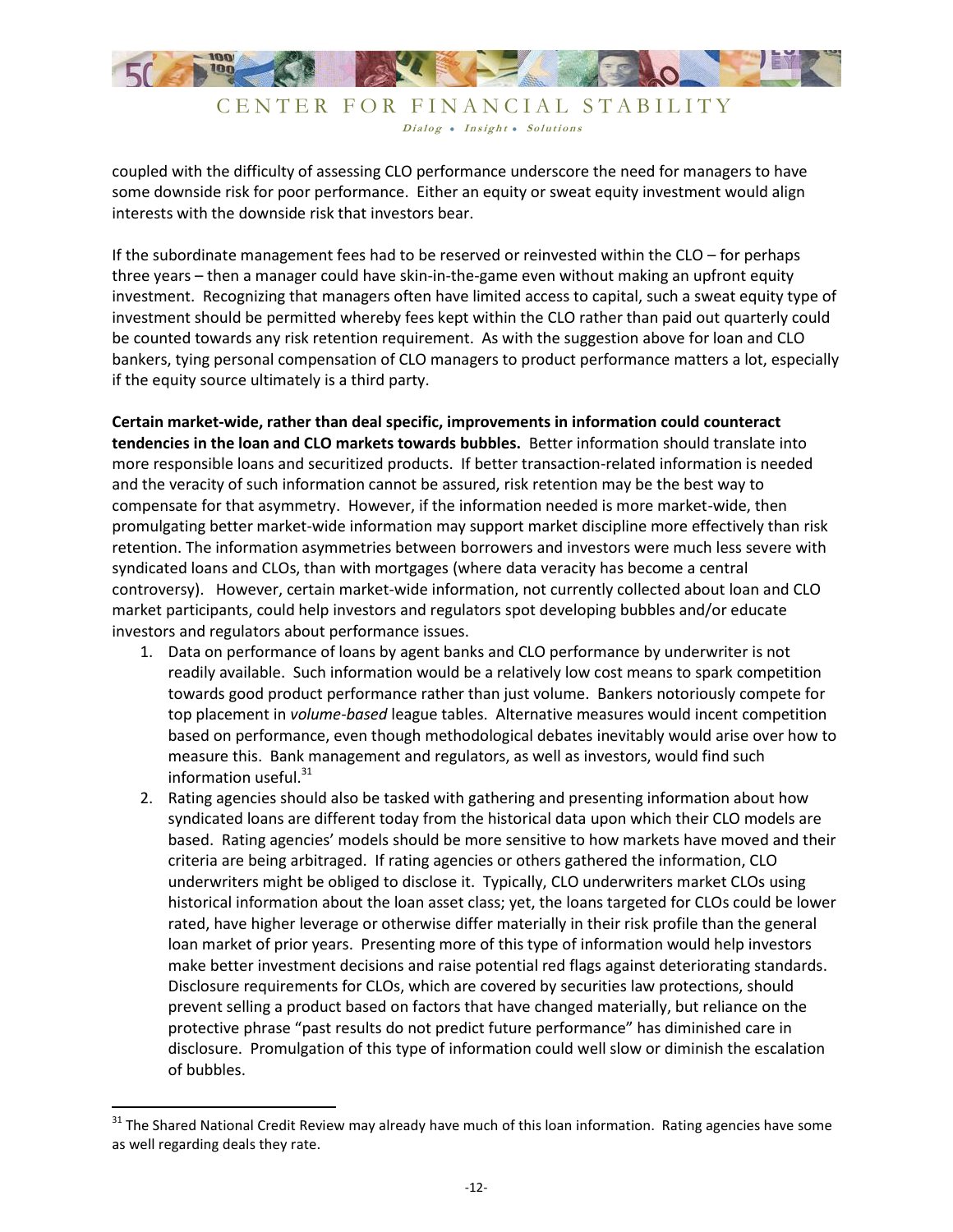coupled with the difficulty of assessing CLO performance underscore the need for managers to have some downside risk for poor performance. Either an equity or sweat equity investment would align interests with the downside risk that investors bear.

If the subordinate management fees had to be reserved or reinvested within the CLO – for perhaps three years – then a manager could have skin-in-the-game even without making an upfront equity investment. Recognizing that managers often have limited access to capital, such a sweat equity type of investment should be permitted whereby fees kept within the CLO rather than paid out quarterly could be counted towards any risk retention requirement. As with the suggestion above for loan and CLO bankers, tying personal compensation of CLO managers to product performance matters a lot, especially if the equity source ultimately is a third party.

**Certain market-wide, rather than deal specific, improvements in information could counteract tendencies in the loan and CLO markets towards bubbles.** Better information should translate into more responsible loans and securitized products. If better transaction-related information is needed and the veracity of such information cannot be assured, risk retention may be the best way to compensate for that asymmetry. However, if the information needed is more market-wide, then promulgating better market-wide information may support market discipline more effectively than risk retention. The information asymmetries between borrowers and investors were much less severe with syndicated loans and CLOs, than with mortgages (where data veracity has become a central controversy). However, certain market-wide information, not currently collected about loan and CLO market participants, could help investors and regulators spot developing bubbles and/or educate investors and regulators about performance issues.

1. Data on performance of loans by agent banks and CLO performance by underwriter is not readily available. Such information would be a relatively low cost means to spark competition towards good product performance rather than just volume. Bankers notoriously compete for top placement in *volume-based* league tables. Alternative measures would incent competition based on performance, even though methodological debates inevitably would arise over how to measure this. Bank management and regulators, as well as investors, would find such information useful.[31]
2. Rating agencies should also be tasked with gathering and presenting information about how syndicated loans are different today from the historical data upon which their CLO models are based. Rating agencies' models should be more sensitive to how markets have moved and their criteria are being arbitraged. If rating agencies or others gathered the information, CLO underwriters might be obliged to disclose it. Typically, CLO underwriters market CLOs using historical information about the loan asset class; yet, the loans targeted for CLOs could be lower rated, have higher leverage or otherwise differ materially in their risk profile than the general loan market of prior years. Presenting more of this type of information would help investors make better investment decisions and raise potential red flags against deteriorating standards. Disclosure requirements for CLOs, which are covered by securities law protections, should prevent selling a product based on factors that have changed materially, but reliance on the protective phrase "past results do not predict future performance" has diminished care in disclosure. Promulgation of this type of information could well slow or diminish the escalation of bubbles.

[31] The Shared National Credit Review may already have much of this loan information. Rating agencies have some as well regarding deals they rate.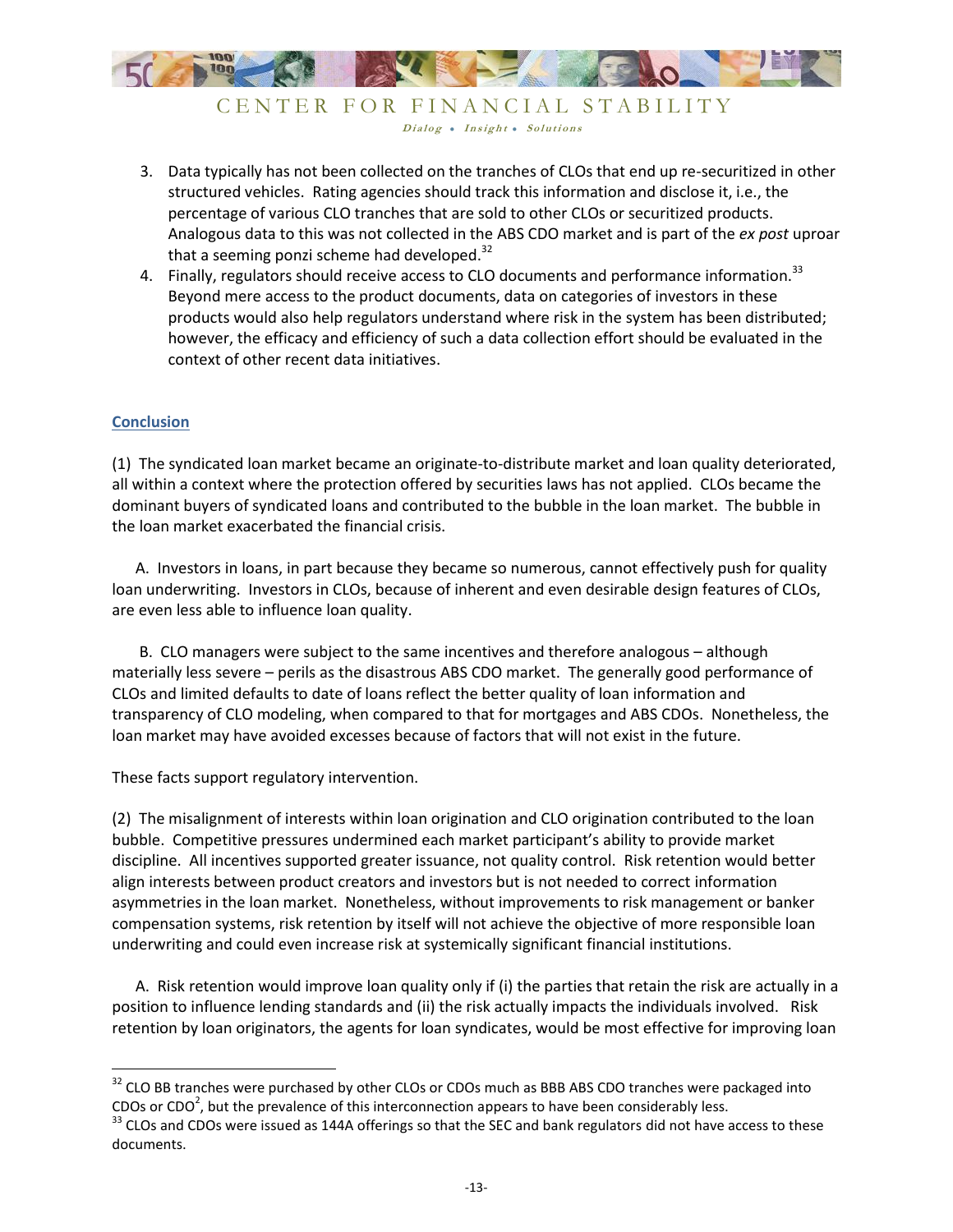3. Data typically has not been collected on the tranches of CLOs that end up re-securitized in other structured vehicles. Rating agencies should track this information and disclose it, i.e., the percentage of various CLO tranches that are sold to other CLOs or securitized products. Analogous data to this was not collected in the ABS CDO market and is part of the *ex post* uproar that a seeming ponzi scheme had developed.[32]
4. Finally, regulators should receive access to CLO documents and performance information.[33] Beyond mere access to the product documents, data on categories of investors in these products would also help regulators understand where risk in the system has been distributed; however, the efficacy and efficiency of such a data collection effort should be evaluated in the context of other recent data initiatives.

## Conclusion

(1) The syndicated loan market became an originate-to-distribute market and loan quality deteriorated, all within a context where the protection offered by securities laws has not applied. CLOs became the dominant buyers of syndicated loans and contributed to the bubble in the loan market. The bubble in the loan market exacerbated the financial crisis.

A. Investors in loans, in part because they became so numerous, cannot effectively push for quality loan underwriting. Investors in CLOs, because of inherent and even desirable design features of CLOs, are even less able to influence loan quality.

B. CLO managers were subject to the same incentives and therefore analogous – although materially less severe – perils as the disastrous ABS CDO market. The generally good performance of CLOs and limited defaults to date of loans reflect the better quality of loan information and transparency of CLO modeling, when compared to that for mortgages and ABS CDOs. Nonetheless, the loan market may have avoided excesses because of factors that will not exist in the future.

These facts support regulatory intervention.

(2) The misalignment of interests within loan origination and CLO origination contributed to the loan bubble. Competitive pressures undermined each market participant's ability to provide market discipline. All incentives supported greater issuance, not quality control. Risk retention would better align interests between product creators and investors but is not needed to correct information asymmetries in the loan market. Nonetheless, without improvements to risk management or banker compensation systems, risk retention by itself will not achieve the objective of more responsible loan underwriting and could even increase risk at systemically significant financial institutions.

A. Risk retention would improve loan quality only if (i) the parties that retain the risk are actually in a position to influence lending standards and (ii) the risk actually impacts the individuals involved. Risk retention by loan originators, the agents for loan syndicates, would be most effective for improving loan

---

[32] CLO BB tranches were purchased by other CLOs or CDOs much as BBB ABS CDO tranches were packaged into CDOs or $CDO^2$, but the prevalence of this interconnection appears to have been considerably less.

[33] CLOs and CDOs were issued as 144A offerings so that the SEC and bank regulators did not have access to these documents.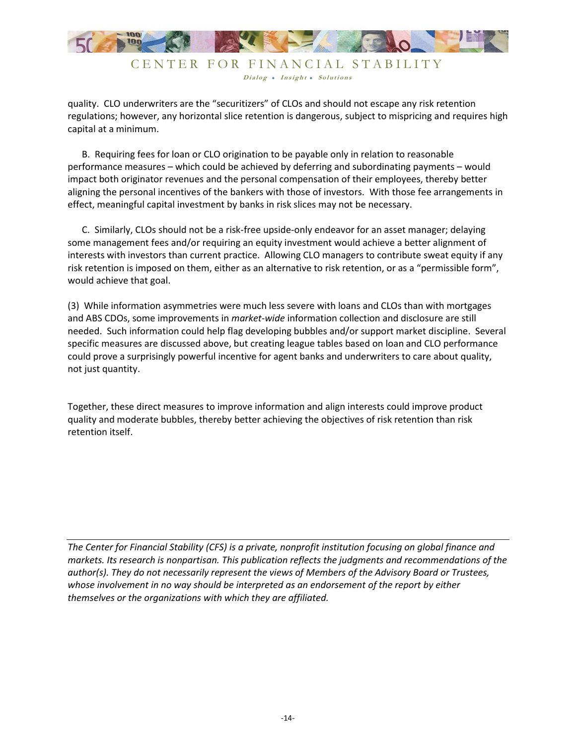quality. CLO underwriters are the "securitizers" of CLOs and should not escape any risk retention regulations; however, any horizontal slice retention is dangerous, subject to mispricing and requires high capital at a minimum.

B. Requiring fees for loan or CLO origination to be payable only in relation to reasonable performance measures – which could be achieved by deferring and subordinating payments – would impact both originator revenues and the personal compensation of their employees, thereby better aligning the personal incentives of the bankers with those of investors. With those fee arrangements in effect, meaningful capital investment by banks in risk slices may not be necessary.

C. Similarly, CLOs should not be a risk-free upside-only endeavor for an asset manager; delaying some management fees and/or requiring an equity investment would achieve a better alignment of interests with investors than current practice. Allowing CLO managers to contribute sweat equity if any risk retention is imposed on them, either as an alternative to risk retention, or as a "permissible form", would achieve that goal.

(3) While information asymmetries were much less severe with loans and CLOs than with mortgages and ABS CDOs, some improvements in *market-wide* information collection and disclosure are still needed. Such information could help flag developing bubbles and/or support market discipline. Several specific measures are discussed above, but creating league tables based on loan and CLO performance could prove a surprisingly powerful incentive for agent banks and underwriters to care about quality, not just quantity.

Together, these direct measures to improve information and align interests could improve product quality and moderate bubbles, thereby better achieving the objectives of risk retention than risk retention itself.

---

*The Center for Financial Stability (CFS) is a private, nonprofit institution focusing on global finance and markets. Its research is nonpartisan. This publication reflects the judgments and recommendations of the author(s). They do not necessarily represent the views of Members of the Advisory Board or Trustees, whose involvement in no way should be interpreted as an endorsement of the report by either themselves or the organizations with which they are affiliated.*